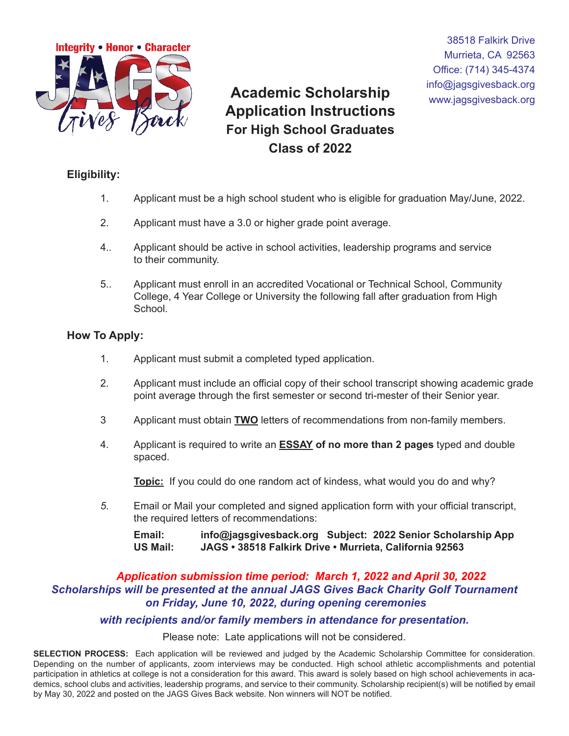Integrity • Honor • Character

JAGS Gives Back

38518 Falkirk Drive
Murrieta, CA 92563
Office: (714) 345-4374
info@jagsgivesback.org
www.jagsgivesback.org

# Academic Scholarship Application Instructions

## For High School Graduates Class of 2022

**Eligibility:**

1. Applicant must be a high school student who is eligible for graduation May/June, 2022.

2. Applicant must have a 3.0 or higher grade point average.

4.. Applicant should be active in school activities, leadership programs and service to their community.

5.. Applicant must enroll in an accredited Vocational or Technical School, Community College, 4 Year College or University the following fall after graduation from High School.

**How To Apply:**

1. Applicant must submit a completed typed application.

2. Applicant must include an official copy of their school transcript showing academic grade point average through the first semester or second tri-mester of their Senior year.

3 Applicant must obtain **TWO** letters of recommendations from non-family members.

4. Applicant is required to write an **ESSAY of no more than 2 pages** typed and double spaced.

   **Topic:** If you could do one random act of kidness, what would you do and why?

*5.* Email or Mail your completed and signed application form with your official transcript, the required letters of recommendations:

   **Email:** **info@jagsgivesback.org Subject: 2022 Senior Scholarship App**
   **US Mail:** **JAGS • 38518 Falkirk Drive • Murrieta, California 92563**

***Application submission time period: March 1, 2022 and April 30, 2022***
***Scholarships will be presented at the annual JAGS Gives Back Charity Golf Tournament on Friday, June 10, 2022, during opening ceremonies***

***with recipients and/or family members in attendance for presentation.***

Please note: Late applications will not be considered.

**SELECTION PROCESS:** Each application will be reviewed and judged by the Academic Scholarship Committee for consideration. Depending on the number of applicants, zoom interviews may be conducted. High school athletic accomplishments and potential participation in athletics at college is not a consideration for this award. This award is solely based on high school achievements in academics, school clubs and activities, leadership programs, and service to their community. Scholarship recipient(s) will be notified by email by May 30, 2022 and posted on the JAGS Gives Back website. Non winners will NOT be notified.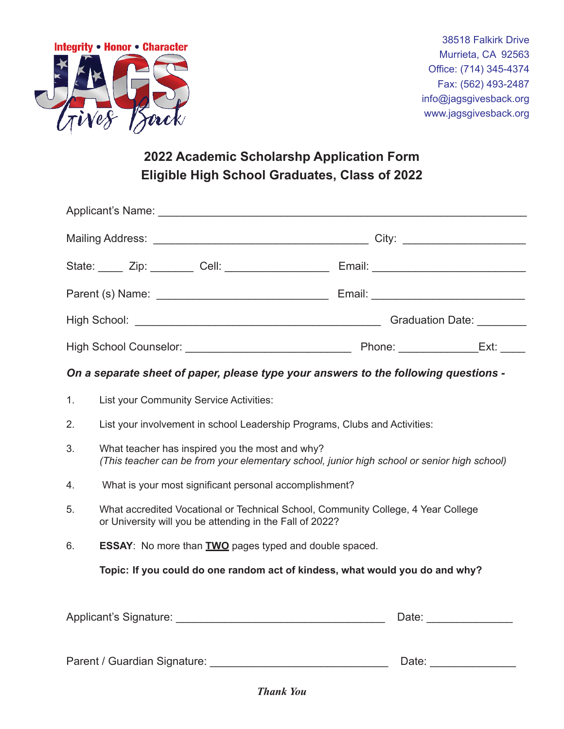Integrity • Honor • Character

JAGS Gives Back

38518 Falkirk Drive
Murrieta, CA 92563
Office: (714) 345-4374
Fax: (562) 493-2487
info@jagsgivesback.org
www.jagsgivesback.org

## 2022 Academic Scholarshp Application Form
## Eligible High School Graduates, Class of 2022

Applicant's Name: ____________________________________________________________

Mailing Address: ___________________________________ City: ____________________

State: ____ Zip: _______ Cell: _________________ Email: _________________________

Parent (s) Name: ____________________________ Email: _________________________

High School: ________________________________________ Graduation Date: ________

High School Counselor: ___________________________ Phone: _____________Ext: ____

***On a separate sheet of paper, please type your answers to the following questions -***

1. List your Community Service Activities:
2. List your involvement in school Leadership Programs, Clubs and Activities:
3. What teacher has inspired you the most and why?
   *(This teacher can be from your elementary school, junior high school or senior high school)*
4. What is your most significant personal accomplishment?
5. What accredited Vocational or Technical School, Community College, 4 Year College or University will you be attending in the Fall of 2022?
6. **ESSAY**: No more than **TWO** pages typed and double spaced.

   **Topic: If you could do one random act of kindess, what would you do and why?**

Applicant's Signature: __________________________________ Date: ______________

Parent / Guardian Signature: _____________________________ Date: ______________

***Thank You***